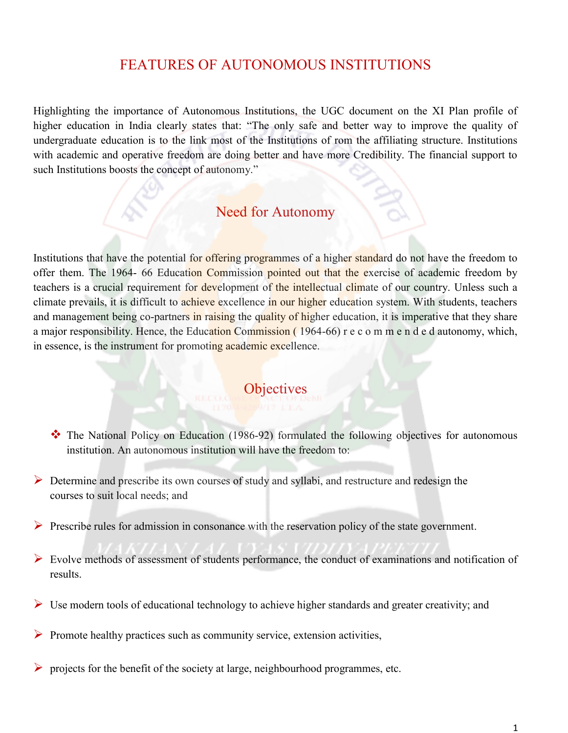# FEATURES OF AUTONOMOUS INSTITUTIONS

Highlighting the importance of Autonomous Institutions, the UGC document on the XI Plan profile of higher education in India clearly states that: "The only safe and better way to improve the quality of undergraduate education is to the link most of the Institutions of rom the affiliating structure. Institutions with academic and operative freedom are doing better and have more Credibility. The financial support to such Institutions boosts the concept of autonomy."

## Need for Autonomy

Institutions that have the potential for offering programmes of a higher standard do not have the freedom to offer them. The 1964- 66 Education Commission pointed out that the exercise of academic freedom by teachers is a crucial requirement for development of the intellectual climate of our country. Unless such a climate prevails, it is difficult to achieve excellence in our higher education system. With students, teachers and management being co-partners in raising the quality of higher education, it is imperative that they share a major responsibility. Hence, the Education Commission ( 1964-66) recommended autonomy, which, in essence, is the instrument for promoting academic excellence.

## Objectives

- The National Policy on Education (1986-92) formulated the following objectives for autonomous institution. An autonomous institution will have the freedom to:

- Determine and prescribe its own courses of study and syllabi, and restructure and redesign the courses to suit local needs; and
- Prescribe rules for admission in consonance with the reservation policy of the state government.
- Evolve methods of assessment of students performance, the conduct of examinations and notification of results.
- Use modern tools of educational technology to achieve higher standards and greater creativity; and
- Promote healthy practices such as community service, extension activities,
- projects for the benefit of the society at large, neighbourhood programmes, etc.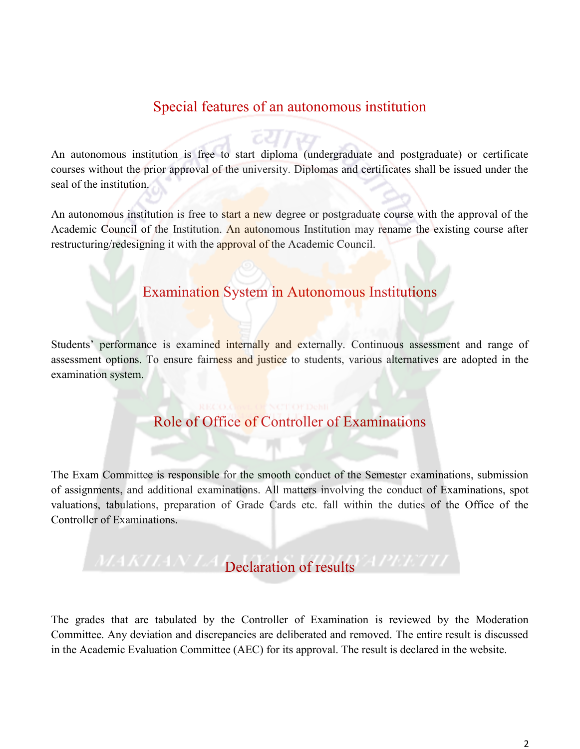## Special features of an autonomous institution

An autonomous institution is free to start diploma (undergraduate and postgraduate) or certificate courses without the prior approval of the university. Diplomas and certificates shall be issued under the seal of the institution.

An autonomous institution is free to start a new degree or postgraduate course with the approval of the Academic Council of the Institution. An autonomous Institution may rename the existing course after restructuring/redesigning it with the approval of the Academic Council.

## Examination System in Autonomous Institutions

Students' performance is examined internally and externally. Continuous assessment and range of assessment options. To ensure fairness and justice to students, various alternatives are adopted in the examination system.

## Role of Office of Controller of Examinations

The Exam Committee is responsible for the smooth conduct of the Semester examinations, submission of assignments, and additional examinations. All matters involving the conduct of Examinations, spot valuations, tabulations, preparation of Grade Cards etc. fall within the duties of the Office of the Controller of Examinations.

## Declaration of results

The grades that are tabulated by the Controller of Examination is reviewed by the Moderation Committee. Any deviation and discrepancies are deliberated and removed. The entire result is discussed in the Academic Evaluation Committee (AEC) for its approval. The result is declared in the website.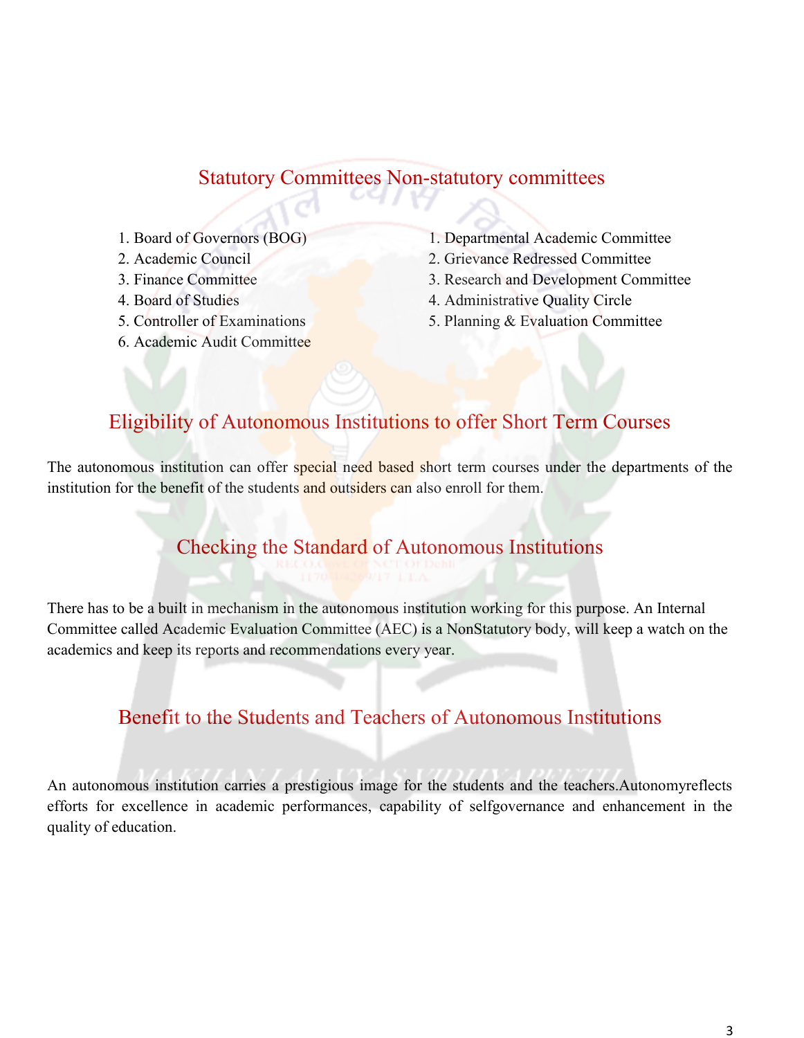## Statutory Committees Non-statutory committees

1. Board of Governors (BOG)
2. Academic Council
3. Finance Committee
4. Board of Studies
5. Controller of Examinations
6. Academic Audit Committee

1. Departmental Academic Committee
2. Grievance Redressed Committee
3. Research and Development Committee
4. Administrative Quality Circle
5. Planning & Evaluation Committee

## Eligibility of Autonomous Institutions to offer Short Term Courses

The autonomous institution can offer special need based short term courses under the departments of the institution for the benefit of the students and outsiders can also enroll for them.

## Checking the Standard of Autonomous Institutions

There has to be a built in mechanism in the autonomous institution working for this purpose. An Internal Committee called Academic Evaluation Committee (AEC) is a NonStatutory body, will keep a watch on the academics and keep its reports and recommendations every year.

## Benefit to the Students and Teachers of Autonomous Institutions

An autonomous institution carries a prestigious image for the students and the teachers.Autonomyreflects efforts for excellence in academic performances, capability of selfgovernance and enhancement in the quality of education.